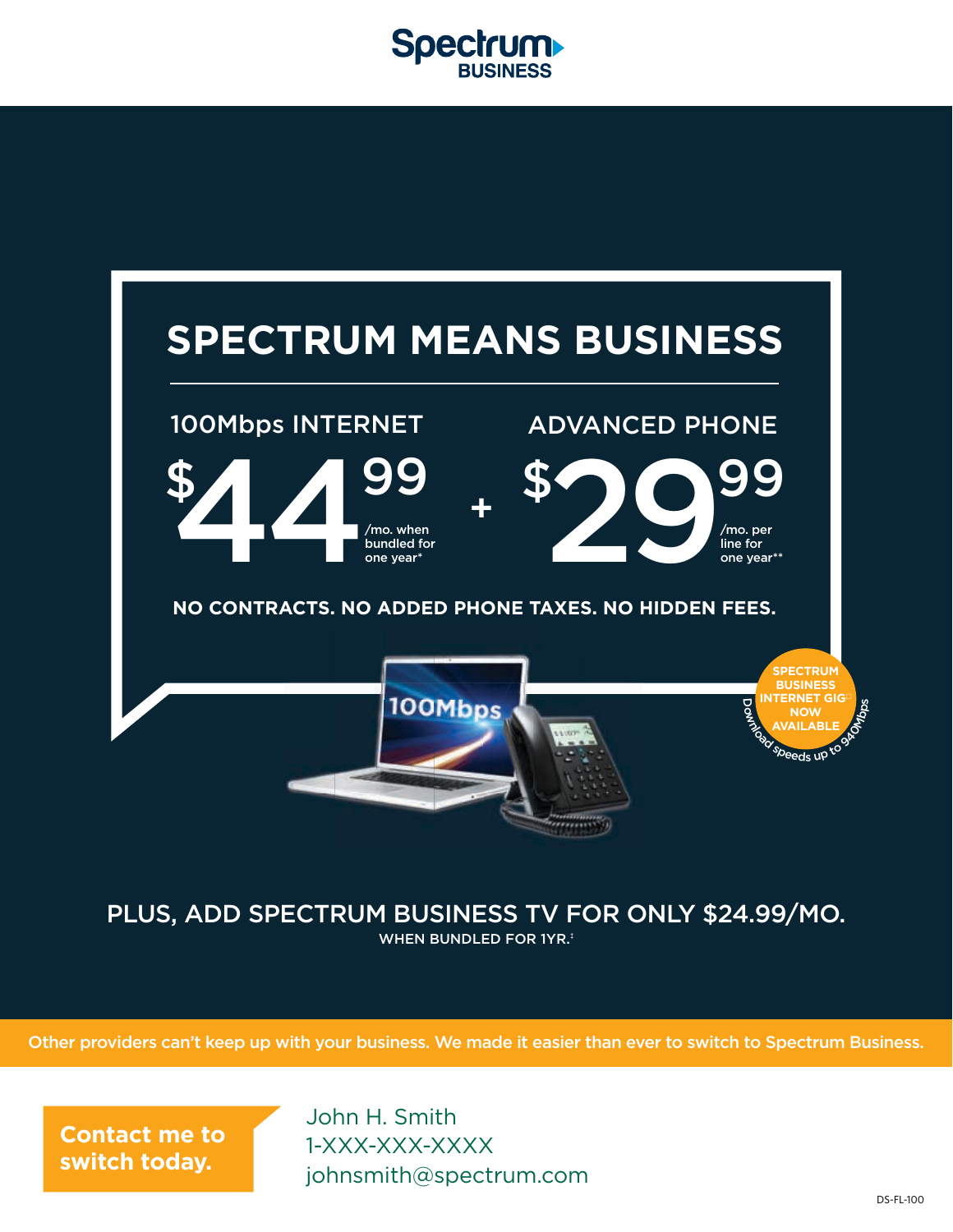Spectrum BUSINESS

# SPECTRUM MEANS BUSINESS

## 100Mbps INTERNET

**$44.99** /mo. when bundled for one year*

+

## ADVANCED PHONE

**$29.99** /mo. per line for one year**

**NO CONTRACTS. NO ADDED PHONE TAXES. NO HIDDEN FEES.**

100Mbps

SPECTRUM BUSINESS INTERNET GIG[SM] NOW AVAILABLE
Download speeds up to 940Mbps

## PLUS, ADD SPECTRUM BUSINESS TV FOR ONLY $24.99/MO.

WHEN BUNDLED FOR 1YR.[‡]

Other providers can't keep up with your business. We made it easier than ever to switch to Spectrum Business.

**Contact me to switch today.**

John H. Smith
1-XXX-XXX-XXXX
johnsmith@spectrum.com

DS-FL-100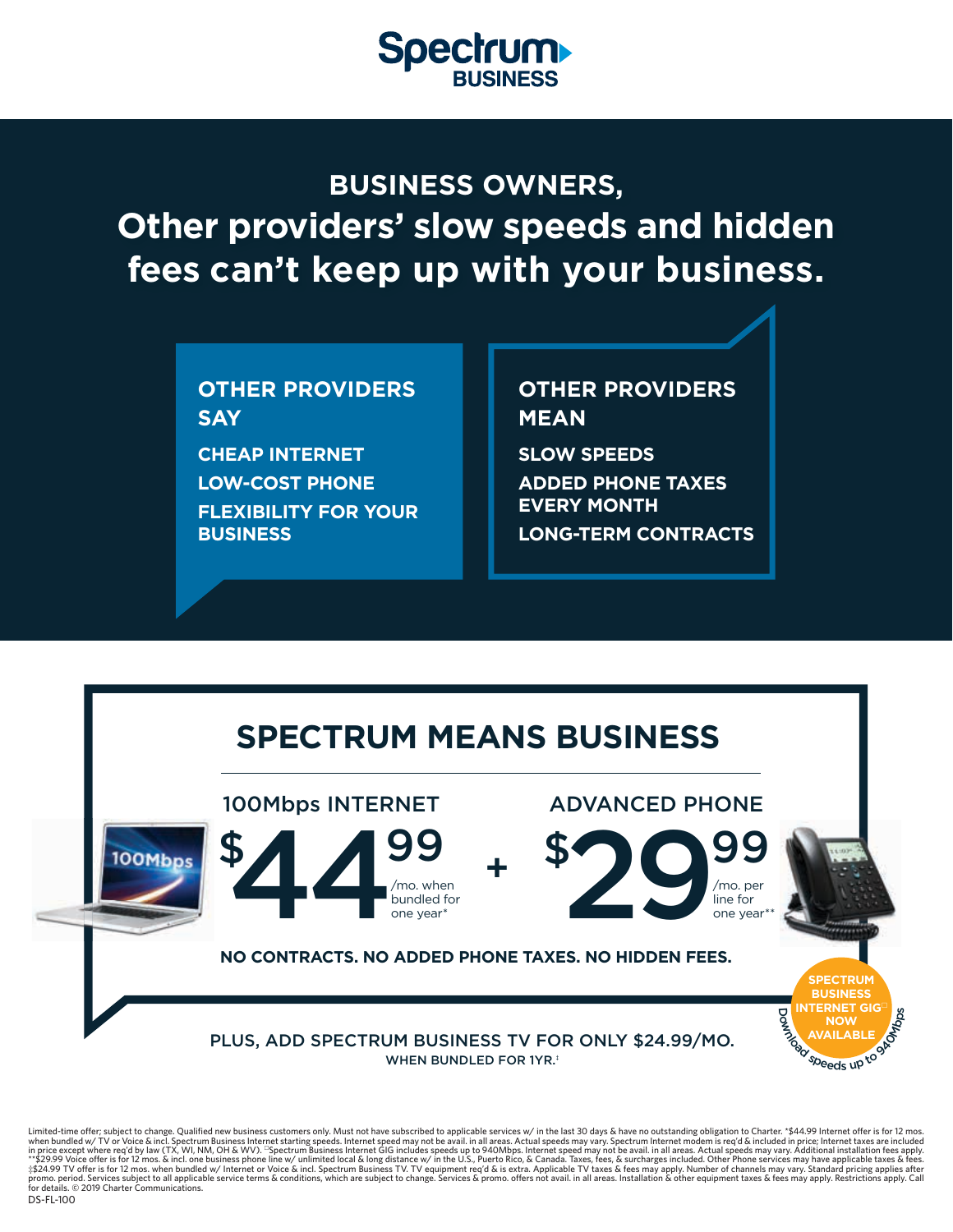# Spectrum BUSINESS

## BUSINESS OWNERS,

## Other providers' slow speeds and hidden fees can't keep up with your business.

| OTHER PROVIDERS SAY | OTHER PROVIDERS MEAN |
|---|---|
| CHEAP INTERNET | SLOW SPEEDS |
| LOW-COST PHONE | ADDED PHONE TAXES EVERY MONTH |
| FLEXIBILITY FOR YOUR BUSINESS | LONG-TERM CONTRACTS |

## SPECTRUM MEANS BUSINESS

### 100Mbps INTERNET

100Mbps

**$44.99** /mo. when bundled for one year*

+

### ADVANCED PHONE

**$29.99** /mo. per line for one year**

**NO CONTRACTS. NO ADDED PHONE TAXES. NO HIDDEN FEES.**

SPECTRUM BUSINESS INTERNET GIG☐ NOW AVAILABLE

Download speeds up to 940Mbps

PLUS, ADD SPECTRUM BUSINESS TV FOR ONLY $24.99/MO.

WHEN BUNDLED FOR 1YR.‡

Limited-time offer; subject to change. Qualified new business customers only. Must not have subscribed to applicable services w/ in the last 30 days & have no outstanding obligation to Charter. *$44.99 Internet offer is for 12 mos. when bundled w/ TV or Voice & incl. Spectrum Business Internet starting speeds. Internet speed may not be avail. in all areas. Actual speeds may vary. Spectrum Internet modem is req'd & included in price; Internet taxes are included in price except where req'd by law (TX, WI, NM, OH & WV). ☐Spectrum Business Internet GIG includes speeds up to 940Mbps. Internet speed may not be avail. in all areas. Actual speeds may vary. Additional installation fees apply. **$29.99 Voice offer is for 12 mos. & incl. one business phone line w/ unlimited local & long distance w/ in the U.S., Puerto Rico, & Canada. Taxes, fees, & surcharges included. Other Phone services may have applicable taxes & fees. ‡$24.99 TV offer is for 12 mos. when bundled w/ Internet or Voice & incl. Spectrum Business TV. TV equipment req'd & is extra. Applicable TV taxes & fees may apply. Number of channels may vary. Standard pricing applies after promo. period. Services subject to all applicable service terms & conditions, which are subject to change. Services & promo. offers not avail. in all areas. Installation & other equipment taxes & fees may apply. Restrictions apply. Call for details. © 2019 Charter Communications.

DS-FL-100